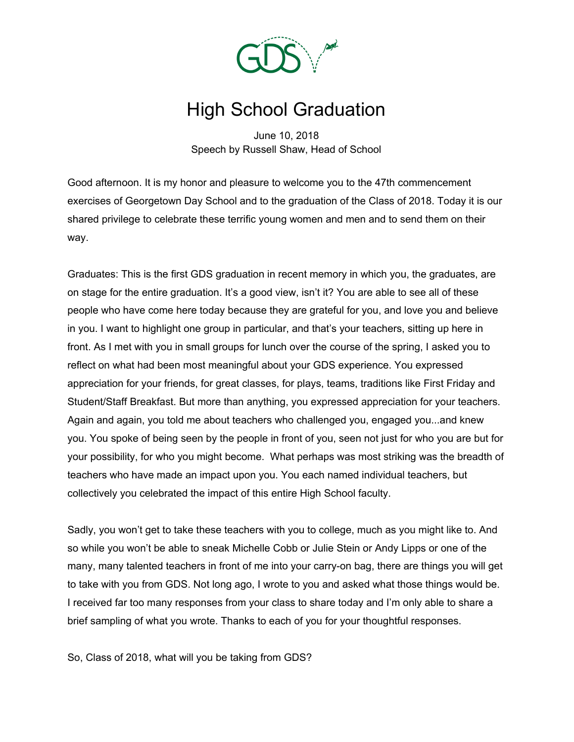# High School Graduation

June 10, 2018
Speech by Russell Shaw, Head of School

Good afternoon. It is my honor and pleasure to welcome you to the 47th commencement exercises of Georgetown Day School and to the graduation of the Class of 2018. Today it is our shared privilege to celebrate these terrific young women and men and to send them on their way.

Graduates: This is the first GDS graduation in recent memory in which you, the graduates, are on stage for the entire graduation. It's a good view, isn't it? You are able to see all of these people who have come here today because they are grateful for you, and love you and believe in you. I want to highlight one group in particular, and that's your teachers, sitting up here in front. As I met with you in small groups for lunch over the course of the spring, I asked you to reflect on what had been most meaningful about your GDS experience. You expressed appreciation for your friends, for great classes, for plays, teams, traditions like First Friday and Student/Staff Breakfast. But more than anything, you expressed appreciation for your teachers. Again and again, you told me about teachers who challenged you, engaged you...and knew you. You spoke of being seen by the people in front of you, seen not just for who you are but for your possibility, for who you might become. What perhaps was most striking was the breadth of teachers who have made an impact upon you. You each named individual teachers, but collectively you celebrated the impact of this entire High School faculty.

Sadly, you won't get to take these teachers with you to college, much as you might like to. And so while you won't be able to sneak Michelle Cobb or Julie Stein or Andy Lipps or one of the many, many talented teachers in front of me into your carry-on bag, there are things you will get to take with you from GDS. Not long ago, I wrote to you and asked what those things would be. I received far too many responses from your class to share today and I'm only able to share a brief sampling of what you wrote. Thanks to each of you for your thoughtful responses.

So, Class of 2018, what will you be taking from GDS?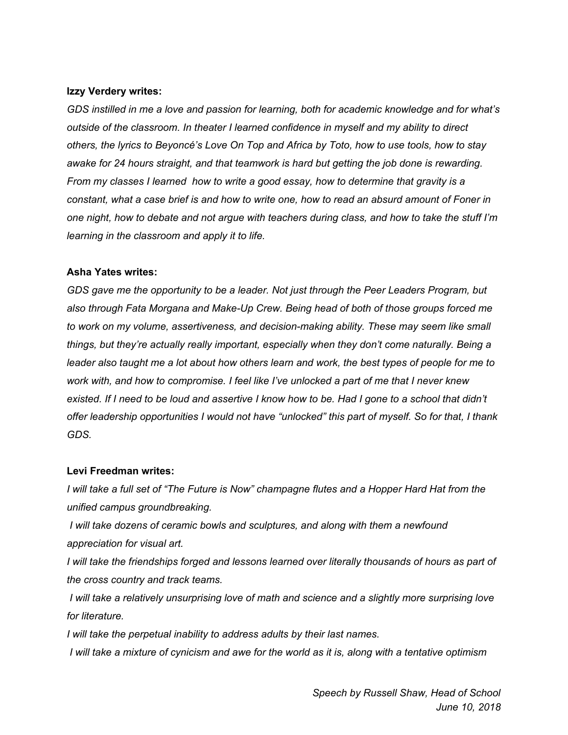**Izzy Verdery writes:**

*GDS instilled in me a love and passion for learning, both for academic knowledge and for what's outside of the classroom. In theater I learned confidence in myself and my ability to direct others, the lyrics to Beyoncé's Love On Top and Africa by Toto, how to use tools, how to stay awake for 24 hours straight, and that teamwork is hard but getting the job done is rewarding. From my classes I learned how to write a good essay, how to determine that gravity is a constant, what a case brief is and how to write one, how to read an absurd amount of Foner in one night, how to debate and not argue with teachers during class, and how to take the stuff I'm learning in the classroom and apply it to life.*

**Asha Yates writes:**

*GDS gave me the opportunity to be a leader. Not just through the Peer Leaders Program, but also through Fata Morgana and Make-Up Crew. Being head of both of those groups forced me to work on my volume, assertiveness, and decision-making ability. These may seem like small things, but they're actually really important, especially when they don't come naturally. Being a leader also taught me a lot about how others learn and work, the best types of people for me to work with, and how to compromise. I feel like I've unlocked a part of me that I never knew existed. If I need to be loud and assertive I know how to be. Had I gone to a school that didn't offer leadership opportunities I would not have "unlocked" this part of myself. So for that, I thank GDS.*

**Levi Freedman writes:**

*I will take a full set of "The Future is Now" champagne flutes and a Hopper Hard Hat from the unified campus groundbreaking.*

*I will take dozens of ceramic bowls and sculptures, and along with them a newfound appreciation for visual art.*

*I will take the friendships forged and lessons learned over literally thousands of hours as part of the cross country and track teams.*

*I will take a relatively unsurprising love of math and science and a slightly more surprising love for literature.*

*I will take the perpetual inability to address adults by their last names.*

*I will take a mixture of cynicism and awe for the world as it is, along with a tentative optimism*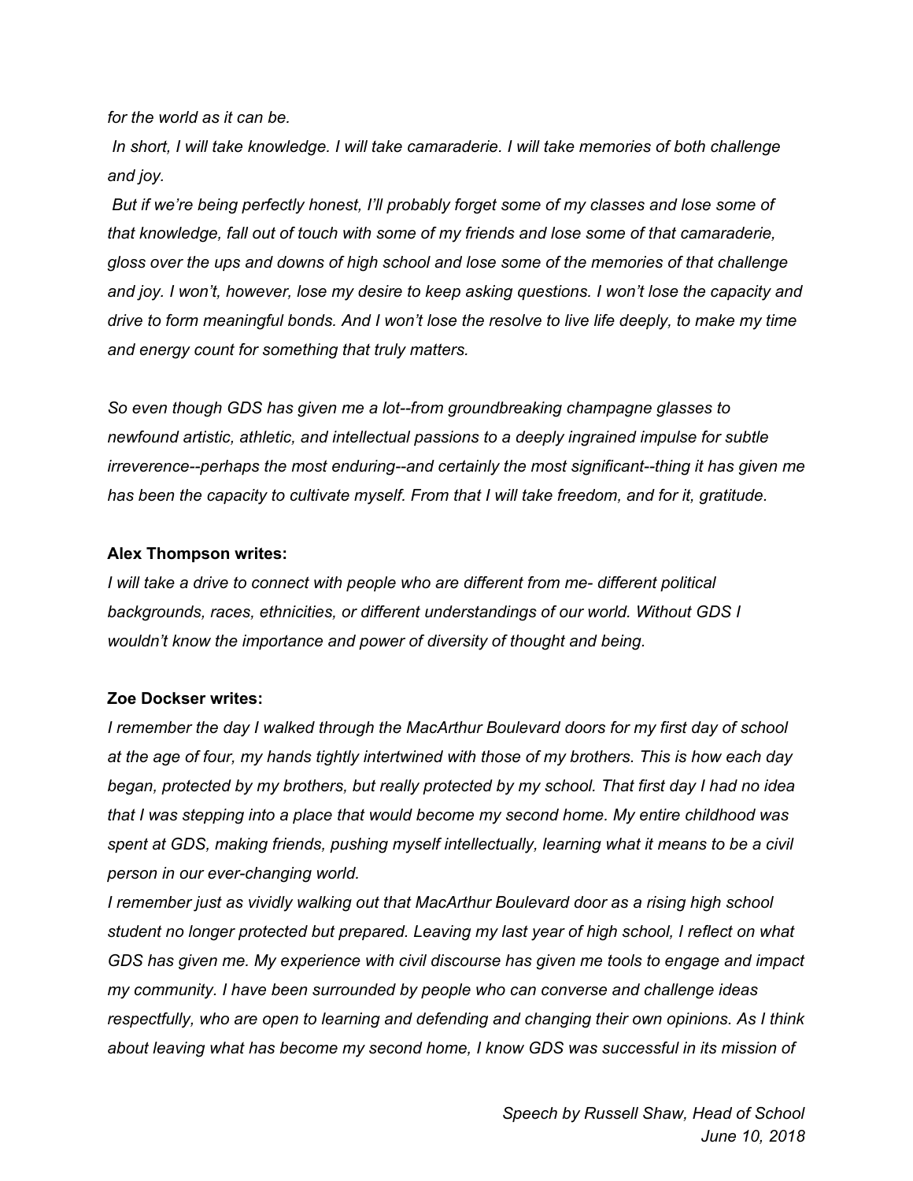*for the world as it can be.*

*In short, I will take knowledge. I will take camaraderie. I will take memories of both challenge and joy.*

*But if we're being perfectly honest, I'll probably forget some of my classes and lose some of that knowledge, fall out of touch with some of my friends and lose some of that camaraderie, gloss over the ups and downs of high school and lose some of the memories of that challenge and joy. I won't, however, lose my desire to keep asking questions. I won't lose the capacity and drive to form meaningful bonds. And I won't lose the resolve to live life deeply, to make my time and energy count for something that truly matters.*

*So even though GDS has given me a lot--from groundbreaking champagne glasses to newfound artistic, athletic, and intellectual passions to a deeply ingrained impulse for subtle irreverence--perhaps the most enduring--and certainly the most significant--thing it has given me has been the capacity to cultivate myself. From that I will take freedom, and for it, gratitude.*

**Alex Thompson writes:**

*I will take a drive to connect with people who are different from me- different political backgrounds, races, ethnicities, or different understandings of our world. Without GDS I wouldn't know the importance and power of diversity of thought and being.*

**Zoe Dockser writes:**

*I remember the day I walked through the MacArthur Boulevard doors for my first day of school at the age of four, my hands tightly intertwined with those of my brothers. This is how each day began, protected by my brothers, but really protected by my school. That first day I had no idea that I was stepping into a place that would become my second home. My entire childhood was spent at GDS, making friends, pushing myself intellectually, learning what it means to be a civil person in our ever-changing world.*

*I remember just as vividly walking out that MacArthur Boulevard door as a rising high school student no longer protected but prepared. Leaving my last year of high school, I reflect on what GDS has given me. My experience with civil discourse has given me tools to engage and impact my community. I have been surrounded by people who can converse and challenge ideas respectfully, who are open to learning and defending and changing their own opinions. As I think about leaving what has become my second home, I know GDS was successful in its mission of*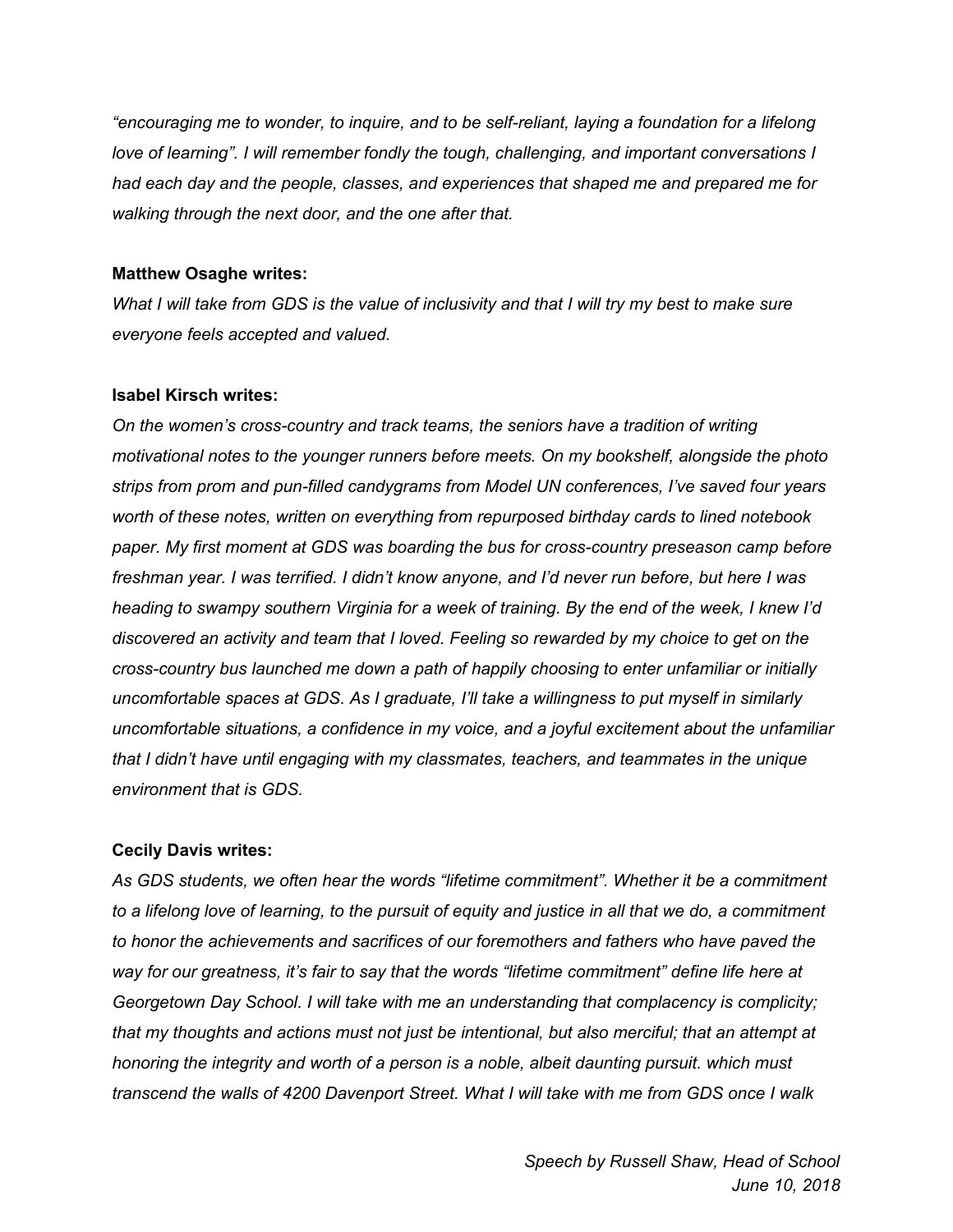*"encouraging me to wonder, to inquire, and to be self-reliant, laying a foundation for a lifelong love of learning". I will remember fondly the tough, challenging, and important conversations I had each day and the people, classes, and experiences that shaped me and prepared me for walking through the next door, and the one after that.*

**Matthew Osaghe writes:**

*What I will take from GDS is the value of inclusivity and that I will try my best to make sure everyone feels accepted and valued.*

**Isabel Kirsch writes:**

*On the women's cross-country and track teams, the seniors have a tradition of writing motivational notes to the younger runners before meets. On my bookshelf, alongside the photo strips from prom and pun-filled candygrams from Model UN conferences, I've saved four years worth of these notes, written on everything from repurposed birthday cards to lined notebook paper. My first moment at GDS was boarding the bus for cross-country preseason camp before freshman year. I was terrified. I didn't know anyone, and I'd never run before, but here I was heading to swampy southern Virginia for a week of training. By the end of the week, I knew I'd discovered an activity and team that I loved. Feeling so rewarded by my choice to get on the cross-country bus launched me down a path of happily choosing to enter unfamiliar or initially uncomfortable spaces at GDS. As I graduate, I'll take a willingness to put myself in similarly uncomfortable situations, a confidence in my voice, and a joyful excitement about the unfamiliar that I didn't have until engaging with my classmates, teachers, and teammates in the unique environment that is GDS.*

**Cecily Davis writes:**

*As GDS students, we often hear the words "lifetime commitment". Whether it be a commitment to a lifelong love of learning, to the pursuit of equity and justice in all that we do, a commitment to honor the achievements and sacrifices of our foremothers and fathers who have paved the way for our greatness, it's fair to say that the words "lifetime commitment" define life here at Georgetown Day School. I will take with me an understanding that complacency is complicity; that my thoughts and actions must not just be intentional, but also merciful; that an attempt at honoring the integrity and worth of a person is a noble, albeit daunting pursuit. which must transcend the walls of 4200 Davenport Street. What I will take with me from GDS once I walk*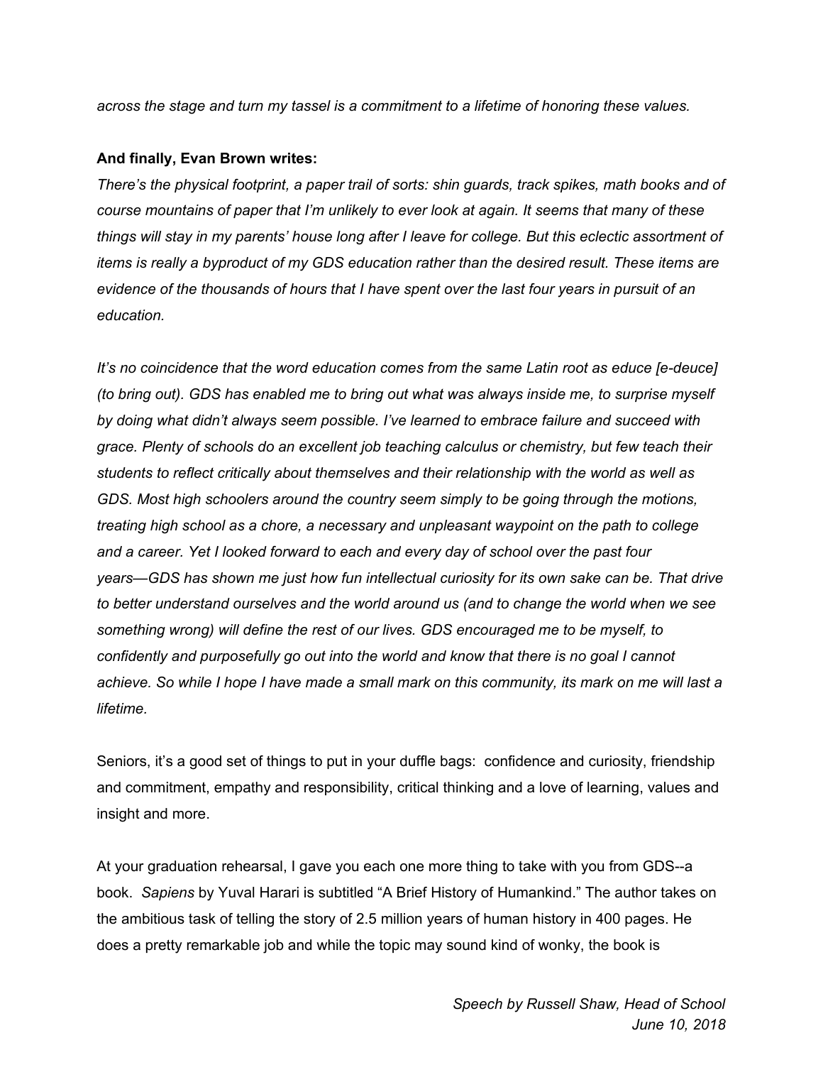*across the stage and turn my tassel is a commitment to a lifetime of honoring these values.*

**And finally, Evan Brown writes:**

*There's the physical footprint, a paper trail of sorts: shin guards, track spikes, math books and of course mountains of paper that I'm unlikely to ever look at again. It seems that many of these things will stay in my parents' house long after I leave for college. But this eclectic assortment of items is really a byproduct of my GDS education rather than the desired result. These items are evidence of the thousands of hours that I have spent over the last four years in pursuit of an education.*

*It's no coincidence that the word education comes from the same Latin root as educe [e-deuce] (to bring out). GDS has enabled me to bring out what was always inside me, to surprise myself by doing what didn't always seem possible. I've learned to embrace failure and succeed with grace. Plenty of schools do an excellent job teaching calculus or chemistry, but few teach their students to reflect critically about themselves and their relationship with the world as well as GDS. Most high schoolers around the country seem simply to be going through the motions, treating high school as a chore, a necessary and unpleasant waypoint on the path to college and a career. Yet I looked forward to each and every day of school over the past four years—GDS has shown me just how fun intellectual curiosity for its own sake can be. That drive to better understand ourselves and the world around us (and to change the world when we see something wrong) will define the rest of our lives. GDS encouraged me to be myself, to confidently and purposefully go out into the world and know that there is no goal I cannot achieve. So while I hope I have made a small mark on this community, its mark on me will last a lifetime.*

Seniors, it's a good set of things to put in your duffle bags: confidence and curiosity, friendship and commitment, empathy and responsibility, critical thinking and a love of learning, values and insight and more.

At your graduation rehearsal, I gave you each one more thing to take with you from GDS--a book. *Sapiens* by Yuval Harari is subtitled "A Brief History of Humankind." The author takes on the ambitious task of telling the story of 2.5 million years of human history in 400 pages. He does a pretty remarkable job and while the topic may sound kind of wonky, the book is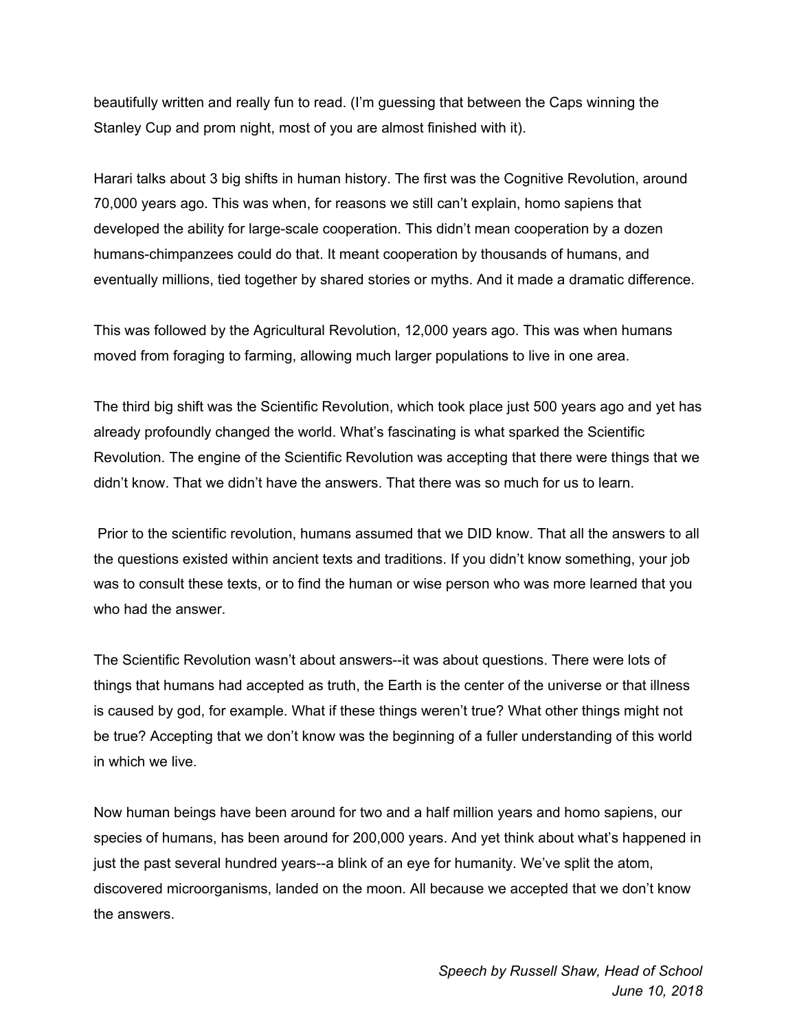beautifully written and really fun to read. (I'm guessing that between the Caps winning the Stanley Cup and prom night, most of you are almost finished with it).

Harari talks about 3 big shifts in human history. The first was the Cognitive Revolution, around 70,000 years ago. This was when, for reasons we still can't explain, homo sapiens that developed the ability for large-scale cooperation. This didn't mean cooperation by a dozen humans-chimpanzees could do that. It meant cooperation by thousands of humans, and eventually millions, tied together by shared stories or myths. And it made a dramatic difference.

This was followed by the Agricultural Revolution, 12,000 years ago. This was when humans moved from foraging to farming, allowing much larger populations to live in one area.

The third big shift was the Scientific Revolution, which took place just 500 years ago and yet has already profoundly changed the world. What's fascinating is what sparked the Scientific Revolution. The engine of the Scientific Revolution was accepting that there were things that we didn't know. That we didn't have the answers. That there was so much for us to learn.

Prior to the scientific revolution, humans assumed that we DID know. That all the answers to all the questions existed within ancient texts and traditions. If you didn't know something, your job was to consult these texts, or to find the human or wise person who was more learned that you who had the answer.

The Scientific Revolution wasn't about answers--it was about questions. There were lots of things that humans had accepted as truth, the Earth is the center of the universe or that illness is caused by god, for example. What if these things weren't true? What other things might not be true? Accepting that we don't know was the beginning of a fuller understanding of this world in which we live.

Now human beings have been around for two and a half million years and homo sapiens, our species of humans, has been around for 200,000 years. And yet think about what's happened in just the past several hundred years--a blink of an eye for humanity. We've split the atom, discovered microorganisms, landed on the moon. All because we accepted that we don't know the answers.

*Speech by Russell Shaw, Head of School*
*June 10, 2018*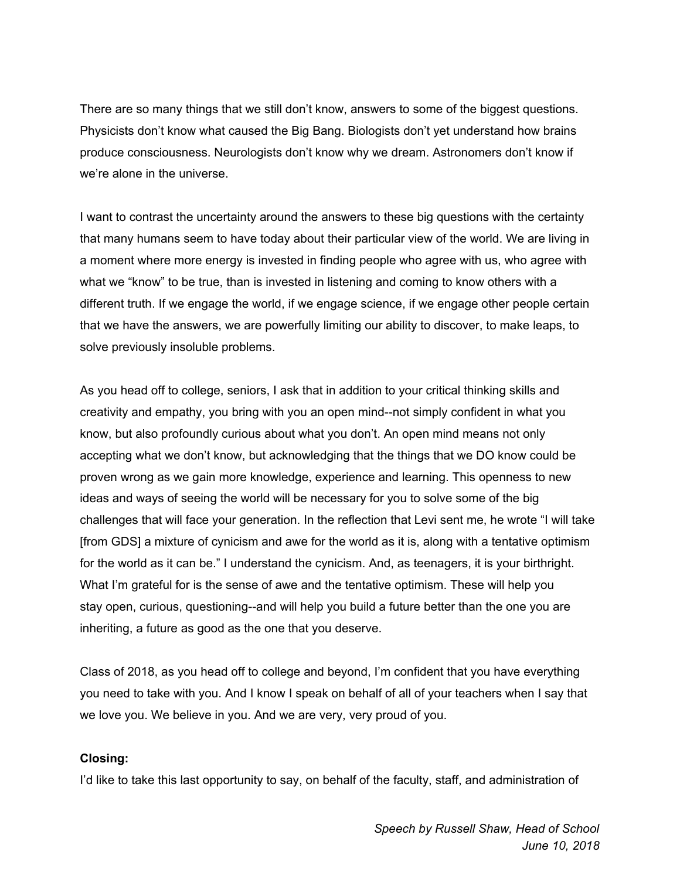There are so many things that we still don't know, answers to some of the biggest questions. Physicists don't know what caused the Big Bang. Biologists don't yet understand how brains produce consciousness. Neurologists don't know why we dream. Astronomers don't know if we're alone in the universe.

I want to contrast the uncertainty around the answers to these big questions with the certainty that many humans seem to have today about their particular view of the world. We are living in a moment where more energy is invested in finding people who agree with us, who agree with what we "know" to be true, than is invested in listening and coming to know others with a different truth. If we engage the world, if we engage science, if we engage other people certain that we have the answers, we are powerfully limiting our ability to discover, to make leaps, to solve previously insoluble problems.

As you head off to college, seniors, I ask that in addition to your critical thinking skills and creativity and empathy, you bring with you an open mind--not simply confident in what you know, but also profoundly curious about what you don't. An open mind means not only accepting what we don't know, but acknowledging that the things that we DO know could be proven wrong as we gain more knowledge, experience and learning. This openness to new ideas and ways of seeing the world will be necessary for you to solve some of the big challenges that will face your generation. In the reflection that Levi sent me, he wrote "I will take [from GDS] a mixture of cynicism and awe for the world as it is, along with a tentative optimism for the world as it can be." I understand the cynicism. And, as teenagers, it is your birthright. What I'm grateful for is the sense of awe and the tentative optimism. These will help you stay open, curious, questioning--and will help you build a future better than the one you are inheriting, a future as good as the one that you deserve.

Class of 2018, as you head off to college and beyond, I'm confident that you have everything you need to take with you. And I know I speak on behalf of all of your teachers when I say that we love you. We believe in you. And we are very, very proud of you.

**Closing:**

I'd like to take this last opportunity to say, on behalf of the faculty, staff, and administration of

*Speech by Russell Shaw, Head of School*
*June 10, 2018*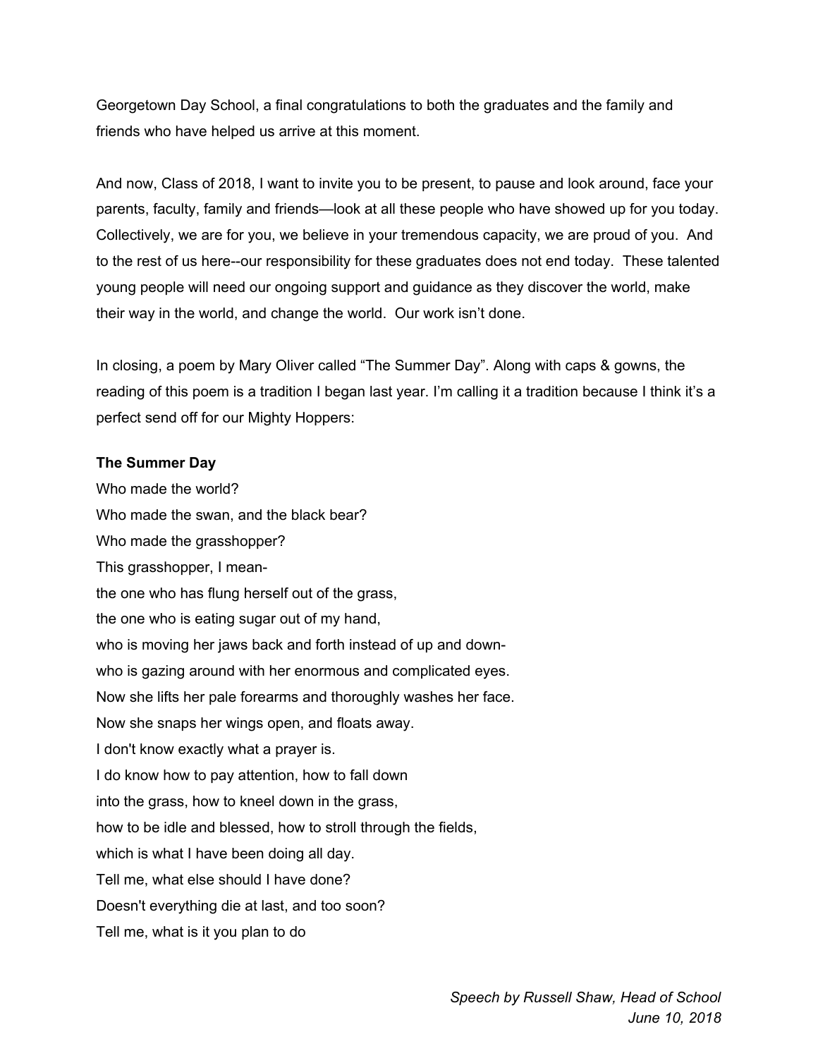Georgetown Day School, a final congratulations to both the graduates and the family and friends who have helped us arrive at this moment.

And now, Class of 2018, I want to invite you to be present, to pause and look around, face your parents, faculty, family and friends—look at all these people who have showed up for you today. Collectively, we are for you, we believe in your tremendous capacity, we are proud of you. And to the rest of us here--our responsibility for these graduates does not end today. These talented young people will need our ongoing support and guidance as they discover the world, make their way in the world, and change the world. Our work isn't done.

In closing, a poem by Mary Oliver called "The Summer Day". Along with caps & gowns, the reading of this poem is a tradition I began last year. I'm calling it a tradition because I think it's a perfect send off for our Mighty Hoppers:

**The Summer Day**

Who made the world?
Who made the swan, and the black bear?
Who made the grasshopper?
This grasshopper, I mean-
the one who has flung herself out of the grass,
the one who is eating sugar out of my hand,
who is moving her jaws back and forth instead of up and down-
who is gazing around with her enormous and complicated eyes.
Now she lifts her pale forearms and thoroughly washes her face.
Now she snaps her wings open, and floats away.
I don't know exactly what a prayer is.
I do know how to pay attention, how to fall down
into the grass, how to kneel down in the grass,
how to be idle and blessed, how to stroll through the fields,
which is what I have been doing all day.
Tell me, what else should I have done?
Doesn't everything die at last, and too soon?
Tell me, what is it you plan to do

*Speech by Russell Shaw, Head of School*
*June 10, 2018*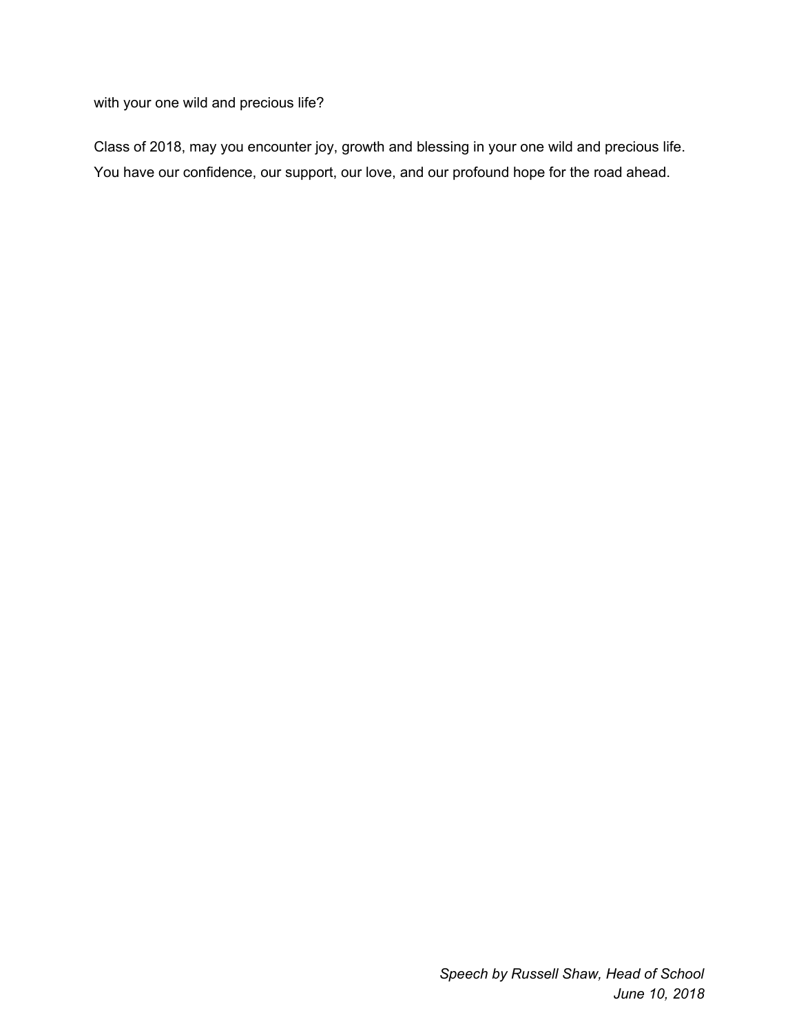with your one wild and precious life?

Class of 2018, may you encounter joy, growth and blessing in your one wild and precious life. You have our confidence, our support, our love, and our profound hope for the road ahead.

*Speech by Russell Shaw, Head of School*
*June 10, 2018*